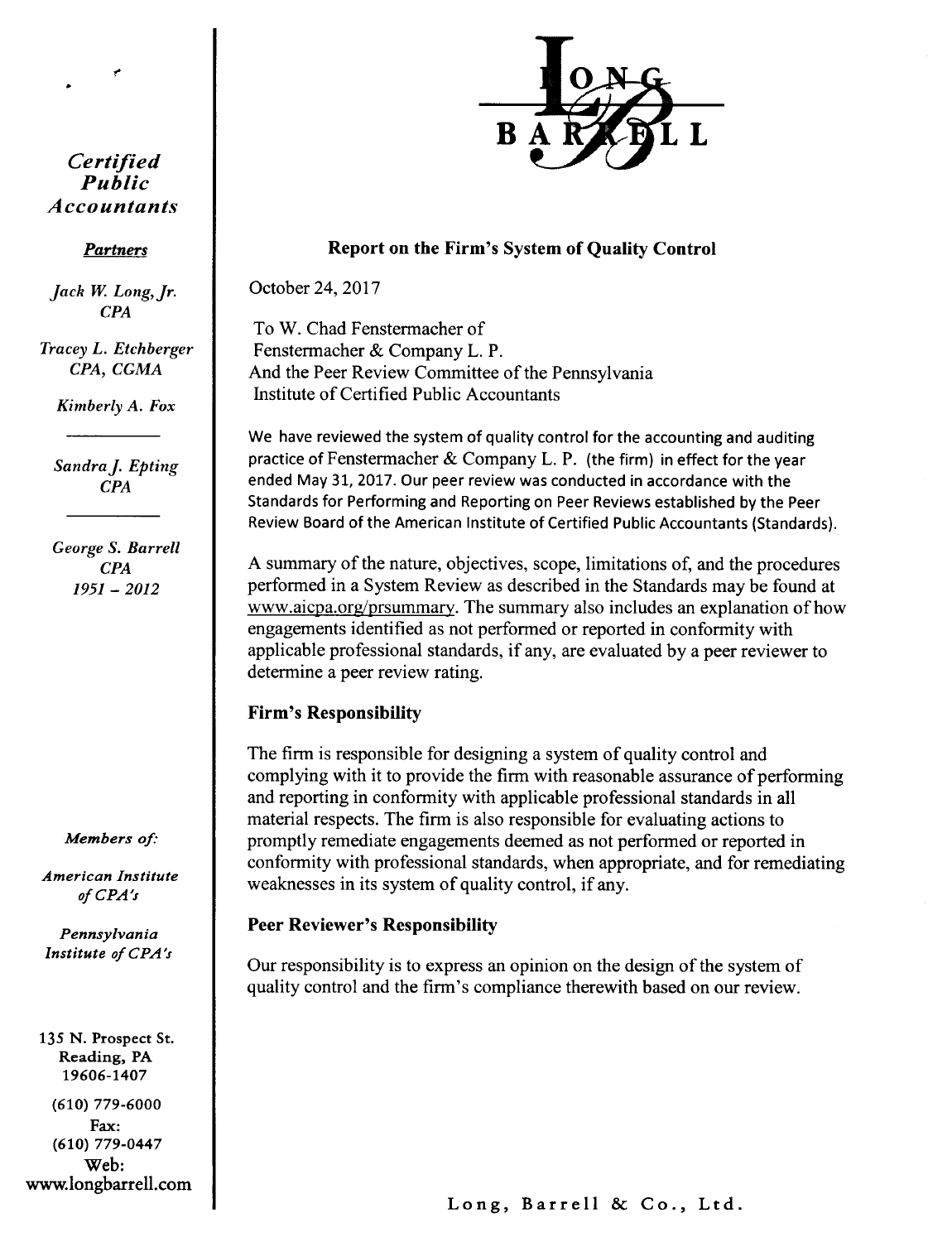*Certified Public Accountants*

***Partners***

*Jack W. Long, Jr. CPA*

*Tracey L. Etchberger CPA, CGMA*

*Kimberly A. Fox*

*Sandra J. Epting CPA*

*George S. Barrell CPA 1951 – 2012*

*Members of:*

*American Institute of CPA's*

*Pennsylvania Institute of CPA's*

135 N. Prospect St.
Reading, PA
19606-1407

(610) 779-6000
Fax:
(610) 779-0447
Web:
www.longbarrell.com

LONG BARRELL

## Report on the Firm's System of Quality Control

October 24, 2017

To W. Chad Fenstermacher of
Fenstermacher & Company L. P.
And the Peer Review Committee of the Pennsylvania
Institute of Certified Public Accountants

We have reviewed the system of quality control for the accounting and auditing practice of Fenstermacher & Company L. P. (the firm) in effect for the year ended May 31, 2017. Our peer review was conducted in accordance with the Standards for Performing and Reporting on Peer Reviews established by the Peer Review Board of the American Institute of Certified Public Accountants (Standards).

A summary of the nature, objectives, scope, limitations of, and the procedures performed in a System Review as described in the Standards may be found at www.aicpa.org/prsummary. The summary also includes an explanation of how engagements identified as not performed or reported in conformity with applicable professional standards, if any, are evaluated by a peer reviewer to determine a peer review rating.

### Firm's Responsibility

The firm is responsible for designing a system of quality control and complying with it to provide the firm with reasonable assurance of performing and reporting in conformity with applicable professional standards in all material respects. The firm is also responsible for evaluating actions to promptly remediate engagements deemed as not performed or reported in conformity with professional standards, when appropriate, and for remediating weaknesses in its system of quality control, if any.

### Peer Reviewer's Responsibility

Our responsibility is to express an opinion on the design of the system of quality control and the firm's compliance therewith based on our review.

Long, Barrell & Co., Ltd.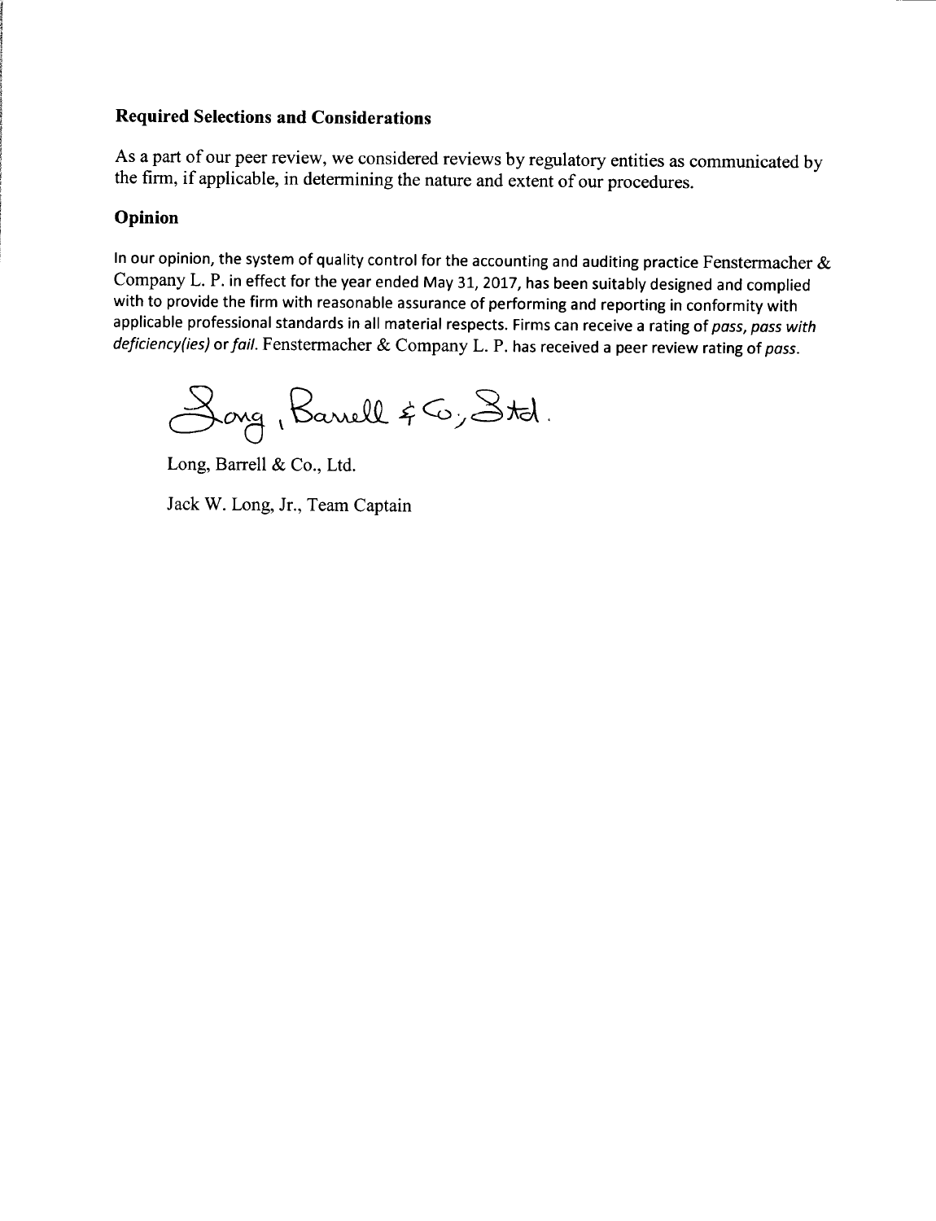## Required Selections and Considerations

As a part of our peer review, we considered reviews by regulatory entities as communicated by the firm, if applicable, in determining the nature and extent of our procedures.

## Opinion

In our opinion, the system of quality control for the accounting and auditing practice Fenstermacher & Company L. P. in effect for the year ended May 31, 2017, has been suitably designed and complied with to provide the firm with reasonable assurance of performing and reporting in conformity with applicable professional standards in all material respects. Firms can receive a rating of *pass*, *pass with deficiency(ies)* or *fail*. Fenstermacher & Company L. P. has received a peer review rating of *pass*.

Long, Barrell & Co., Ltd.

Long, Barrell & Co., Ltd.

Jack W. Long, Jr., Team Captain